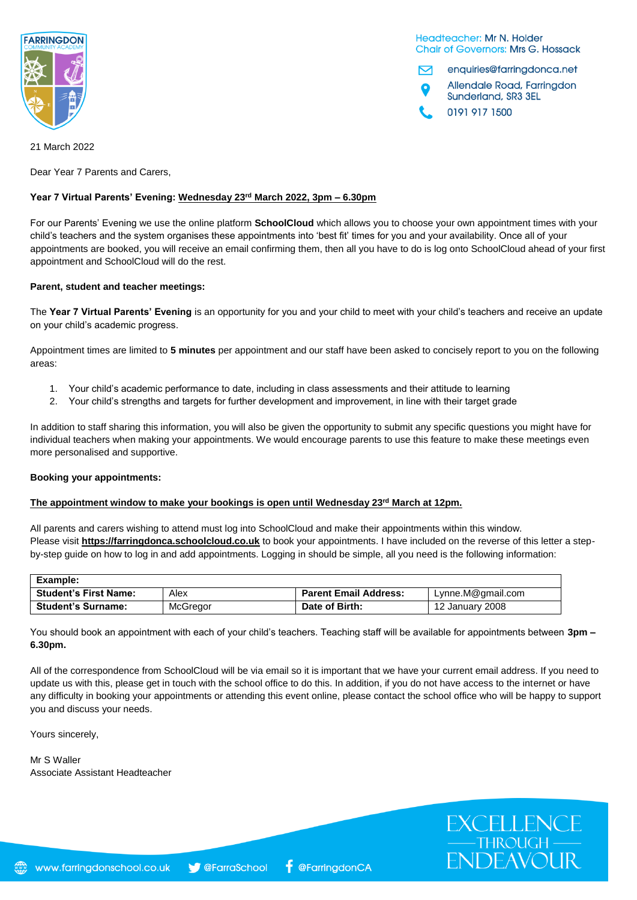FARRINGDON COMMUNITY ACADEMY

Headteacher: Mr N. Holder
Chair of Governors: Mrs G. Hossack

enquiries@farringdonca.net
Allendale Road, Farringdon
Sunderland, SR3 3EL
0191 917 1500

21 March 2022

Dear Year 7 Parents and Carers,

**Year 7 Virtual Parents' Evening: Wednesday 23rd March 2022, 3pm – 6.30pm**

For our Parents' Evening we use the online platform **SchoolCloud** which allows you to choose your own appointment times with your child's teachers and the system organises these appointments into 'best fit' times for you and your availability. Once all of your appointments are booked, you will receive an email confirming them, then all you have to do is log onto SchoolCloud ahead of your first appointment and SchoolCloud will do the rest.

**Parent, student and teacher meetings:**

The **Year 7 Virtual Parents' Evening** is an opportunity for you and your child to meet with your child's teachers and receive an update on your child's academic progress.

Appointment times are limited to **5 minutes** per appointment and our staff have been asked to concisely report to you on the following areas:

1. Your child's academic performance to date, including in class assessments and their attitude to learning
2. Your child's strengths and targets for further development and improvement, in line with their target grade

In addition to staff sharing this information, you will also be given the opportunity to submit any specific questions you might have for individual teachers when making your appointments. We would encourage parents to use this feature to make these meetings even more personalised and supportive.

**Booking your appointments:**

**The appointment window to make your bookings is open until Wednesday 23rd March at 12pm.**

All parents and carers wishing to attend must log into SchoolCloud and make their appointments within this window. Please visit **https://farringdonca.schoolcloud.co.uk** to book your appointments. I have included on the reverse of this letter a step-by-step guide on how to log in and add appointments. Logging in should be simple, all you need is the following information:

| **Example:** | | | |
|---|---|---|---|
| **Student's First Name:** | Alex | **Parent Email Address:** | Lynne.M@gmail.com |
| **Student's Surname:** | McGregor | **Date of Birth:** | 12 January 2008 |

You should book an appointment with each of your child's teachers. Teaching staff will be available for appointments between **3pm – 6.30pm.**

All of the correspondence from SchoolCloud will be via email so it is important that we have your current email address. If you need to update us with this, please get in touch with the school office to do this. In addition, if you do not have access to the internet or have any difficulty in booking your appointments or attending this event online, please contact the school office who will be happy to support you and discuss your needs.

Yours sincerely,

Mr S Waller
Associate Assistant Headteacher

www.farringdonschool.co.uk | @FarraSchool | @FarringdonCA

EXCELLENCE THROUGH ENDEAVOUR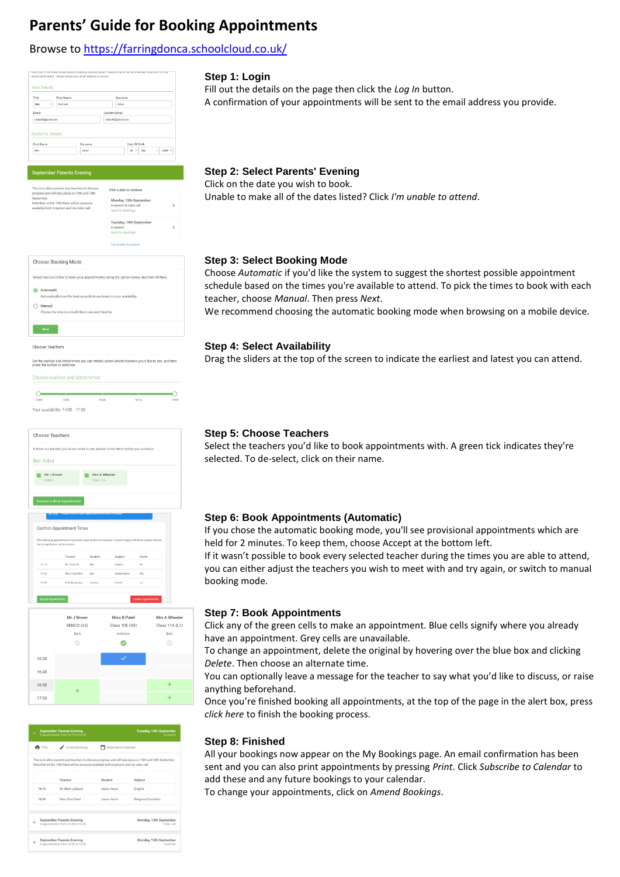# Parents' Guide for Booking Appointments

Browse to https://farringdonca.schoolcloud.co.uk/

### Step 1: Login

Fill out the details on the page then click the *Log In* button.
A confirmation of your appointments will be sent to the email address you provide.

### Step 2: Select Parents' Evening

Click on the date you wish to book.
Unable to make all of the dates listed? Click *I'm unable to attend*.

### Step 3: Select Booking Mode

Choose *Automatic* if you'd like the system to suggest the shortest possible appointment schedule based on the times you're available to attend. To pick the times to book with each teacher, choose *Manual*. Then press *Next*.
We recommend choosing the automatic booking mode when browsing on a mobile device.

### Step 4: Select Availability

Drag the sliders at the top of the screen to indicate the earliest and latest you can attend.

### Step 5: Choose Teachers

Select the teachers you'd like to book appointments with. A green tick indicates they're selected. To de-select, click on their name.

### Step 6: Book Appointments (Automatic)

If you chose the automatic booking mode, you'll see provisional appointments which are held for 2 minutes. To keep them, choose Accept at the bottom left.
If it wasn't possible to book every selected teacher during the times you are able to attend, you can either adjust the teachers you wish to meet with and try again, or switch to manual booking mode.

### Step 7: Book Appointments

Click any of the green cells to make an appointment. Blue cells signify where you already have an appointment. Grey cells are unavailable.
To change an appointment, delete the original by hovering over the blue box and clicking *Delete*. Then choose an alternate time.
You can optionally leave a message for the teacher to say what you'd like to discuss, or raise anything beforehand.
Once you're finished booking all appointments, at the top of the page in the alert box, press *click here* to finish the booking process.

### Step 8: Finished

All your bookings now appear on the My Bookings page. An email confirmation has been sent and you can also print appointments by pressing *Print*. Click *Subscribe to Calendar* to add these and any future bookings to your calendar.
To change your appointments, click on *Amend Bookings*.